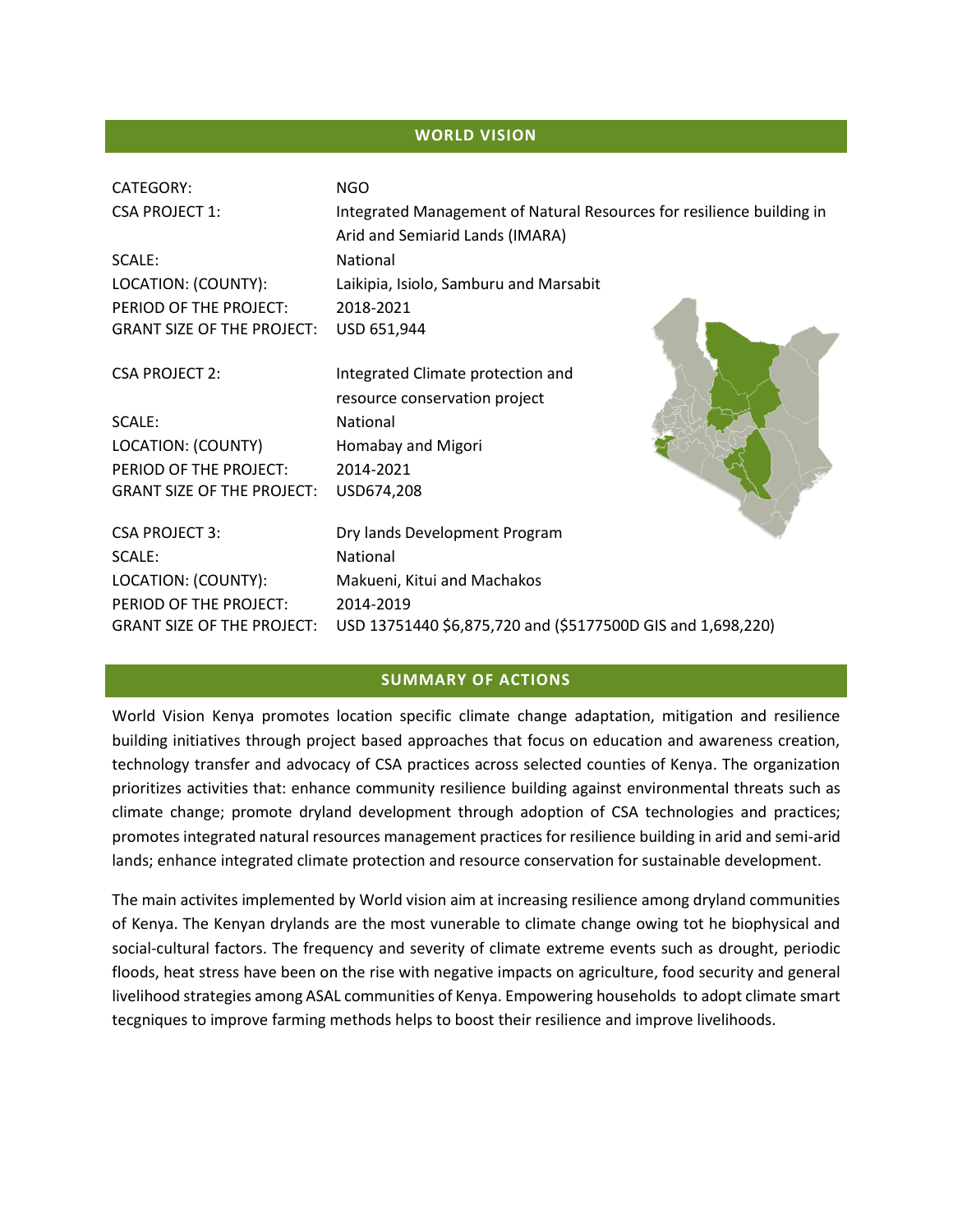## WORLD VISION

| | |
|---|---|
| CATEGORY: | NGO |
| CSA PROJECT 1: | Integrated Management of Natural Resources for resilience building in Arid and Semiarid Lands (IMARA) |
| SCALE: | National |
| LOCATION: (COUNTY): | Laikipia, Isiolo, Samburu and Marsabit |
| PERIOD OF THE PROJECT: | 2018-2021 |
| GRANT SIZE OF THE PROJECT: | USD 651,944 |
| CSA PROJECT 2: | Integrated Climate protection and resource conservation project |
| SCALE: | National |
| LOCATION: (COUNTY) | Homabay and Migori |
| PERIOD OF THE PROJECT: | 2014-2021 |
| GRANT SIZE OF THE PROJECT: | USD674,208 |
| CSA PROJECT 3: | Dry lands Development Program |
| SCALE: | National |
| LOCATION: (COUNTY): | Makueni, Kitui and Machakos |
| PERIOD OF THE PROJECT: | 2014-2019 |
| GRANT SIZE OF THE PROJECT: | USD 13751440 $6,875,720 and ($5177500D GIS and 1,698,220) |

## SUMMARY OF ACTIONS

World Vision Kenya promotes location specific climate change adaptation, mitigation and resilience building initiatives through project based approaches that focus on education and awareness creation, technology transfer and advocacy of CSA practices across selected counties of Kenya. The organization prioritizes activities that: enhance community resilience building against environmental threats such as climate change; promote dryland development through adoption of CSA technologies and practices; promotes integrated natural resources management practices for resilience building in arid and semi-arid lands; enhance integrated climate protection and resource conservation for sustainable development.

The main activites implemented by World vision aim at increasing resilience among dryland communities of Kenya. The Kenyan drylands are the most vunerable to climate change owing tot he biophysical and social-cultural factors. The frequency and severity of climate extreme events such as drought, periodic floods, heat stress have been on the rise with negative impacts on agriculture, food security and general livelihood strategies among ASAL communities of Kenya. Empowering households to adopt climate smart tecgniques to improve farming methods helps to boost their resilience and improve livelihoods.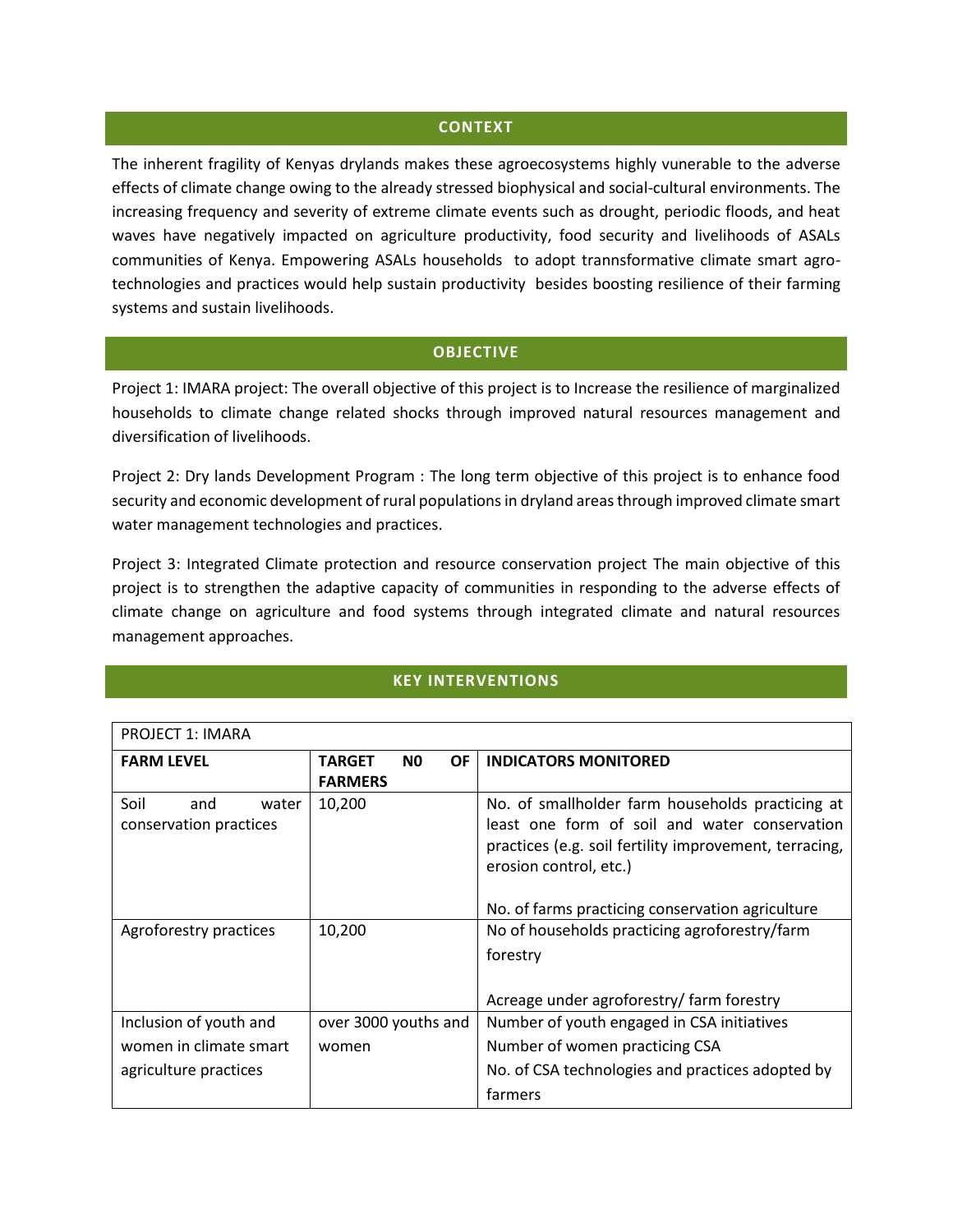## CONTEXT

The inherent fragility of Kenyas drylands makes these agroecosystems highly vunerable to the adverse effects of climate change owing to the already stressed biophysical and social-cultural environments. The increasing frequency and severity of extreme climate events such as drought, periodic floods, and heat waves have negatively impacted on agriculture productivity, food security and livelihoods of ASALs communities of Kenya. Empowering ASALs households to adopt trannsformative climate smart agro-technologies and practices would help sustain productivity besides boosting resilience of their farming systems and sustain livelihoods.

## OBJECTIVE

Project 1: IMARA project: The overall objective of this project is to Increase the resilience of marginalized households to climate change related shocks through improved natural resources management and diversification of livelihoods.

Project 2: Dry lands Development Program : The long term objective of this project is to enhance food security and economic development of rural populations in dryland areas through improved climate smart water management technologies and practices.

Project 3: Integrated Climate protection and resource conservation project The main objective of this project is to strengthen the adaptive capacity of communities in responding to the adverse effects of climate change on agriculture and food systems through integrated climate and natural resources management approaches.

## KEY INTERVENTIONS

| PROJECT 1: IMARA | | |
|---|---|---|
| **FARM LEVEL** | **TARGET N0 OF FARMERS** | **INDICATORS MONITORED** |
| Soil and water conservation practices | 10,200 | No. of smallholder farm households practicing at least one form of soil and water conservation practices (e.g. soil fertility improvement, terracing, erosion control, etc.)<br><br>No. of farms practicing conservation agriculture |
| Agroforestry practices | 10,200 | No of households practicing agroforestry/farm forestry<br><br>Acreage under agroforestry/ farm forestry |
| Inclusion of youth and women in climate smart agriculture practices | over 3000 youths and women | Number of youth engaged in CSA initiatives<br>Number of women practicing CSA<br>No. of CSA technologies and practices adopted by farmers |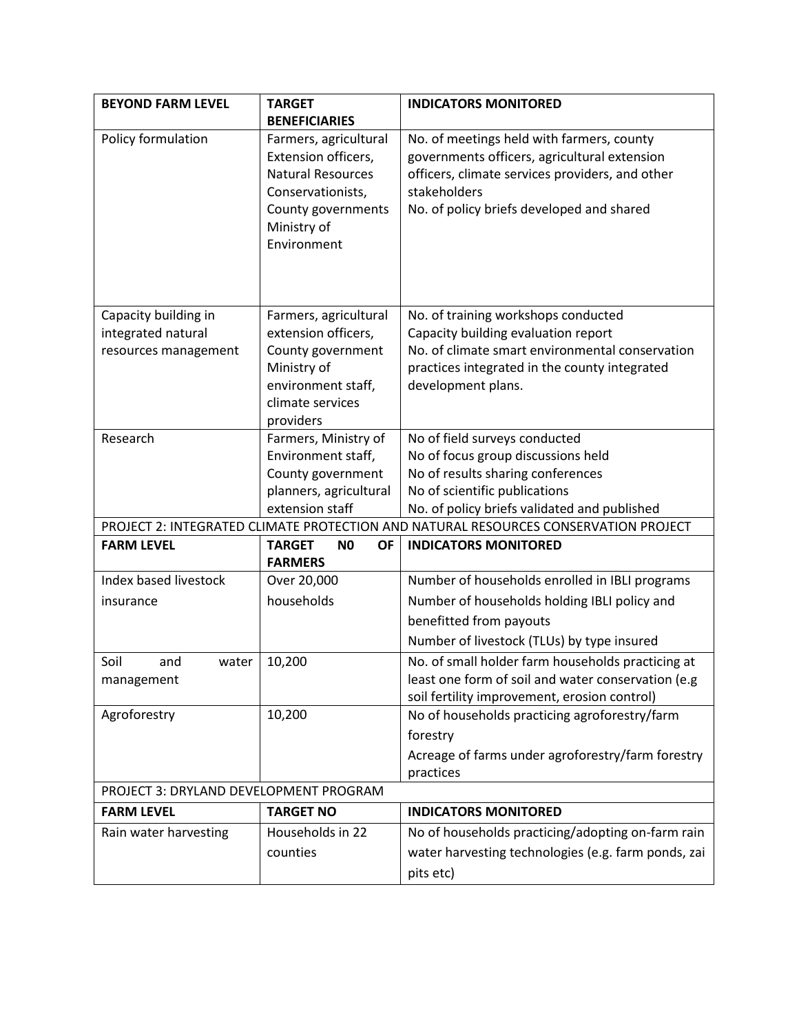| BEYOND FARM LEVEL | TARGET BENEFICIARIES | INDICATORS MONITORED |
|---|---|---|
| Policy formulation | Farmers, agricultural Extension officers, Natural Resources Conservationists, County governments Ministry of Environment | No. of meetings held with farmers, county governments officers, agricultural extension officers, climate services providers, and other stakeholders<br>No. of policy briefs developed and shared |
| Capacity building in integrated natural resources management | Farmers, agricultural extension officers, County government Ministry of environment staff, climate services providers | No. of training workshops conducted<br>Capacity building evaluation report<br>No. of climate smart environmental conservation practices integrated in the county integrated development plans. |
| Research | Farmers, Ministry of Environment staff, County government planners, agricultural extension staff | No of field surveys conducted<br>No of focus group discussions held<br>No of results sharing conferences<br>No of scientific publications<br>No. of policy briefs validated and published |
| PROJECT 2: INTEGRATED CLIMATE PROTECTION AND NATURAL RESOURCES CONSERVATION PROJECT | | |
| **FARM LEVEL** | **TARGET N0 OF FARMERS** | **INDICATORS MONITORED** |
| Index based livestock insurance | Over 20,000 households | Number of households enrolled in IBLI programs<br>Number of households holding IBLI policy and benefitted from payouts<br>Number of livestock (TLUs) by type insured |
| Soil and water management | 10,200 | No. of small holder farm households practicing at least one form of soil and water conservation (e.g soil fertility improvement, erosion control) |
| Agroforestry | 10,200 | No of households practicing agroforestry/farm forestry<br>Acreage of farms under agroforestry/farm forestry practices |
| PROJECT 3: DRYLAND DEVELOPMENT PROGRAM | | |
| **FARM LEVEL** | **TARGET NO** | **INDICATORS MONITORED** |
| Rain water harvesting | Households in 22 counties | No of households practicing/adopting on-farm rain water harvesting technologies (e.g. farm ponds, zai pits etc) |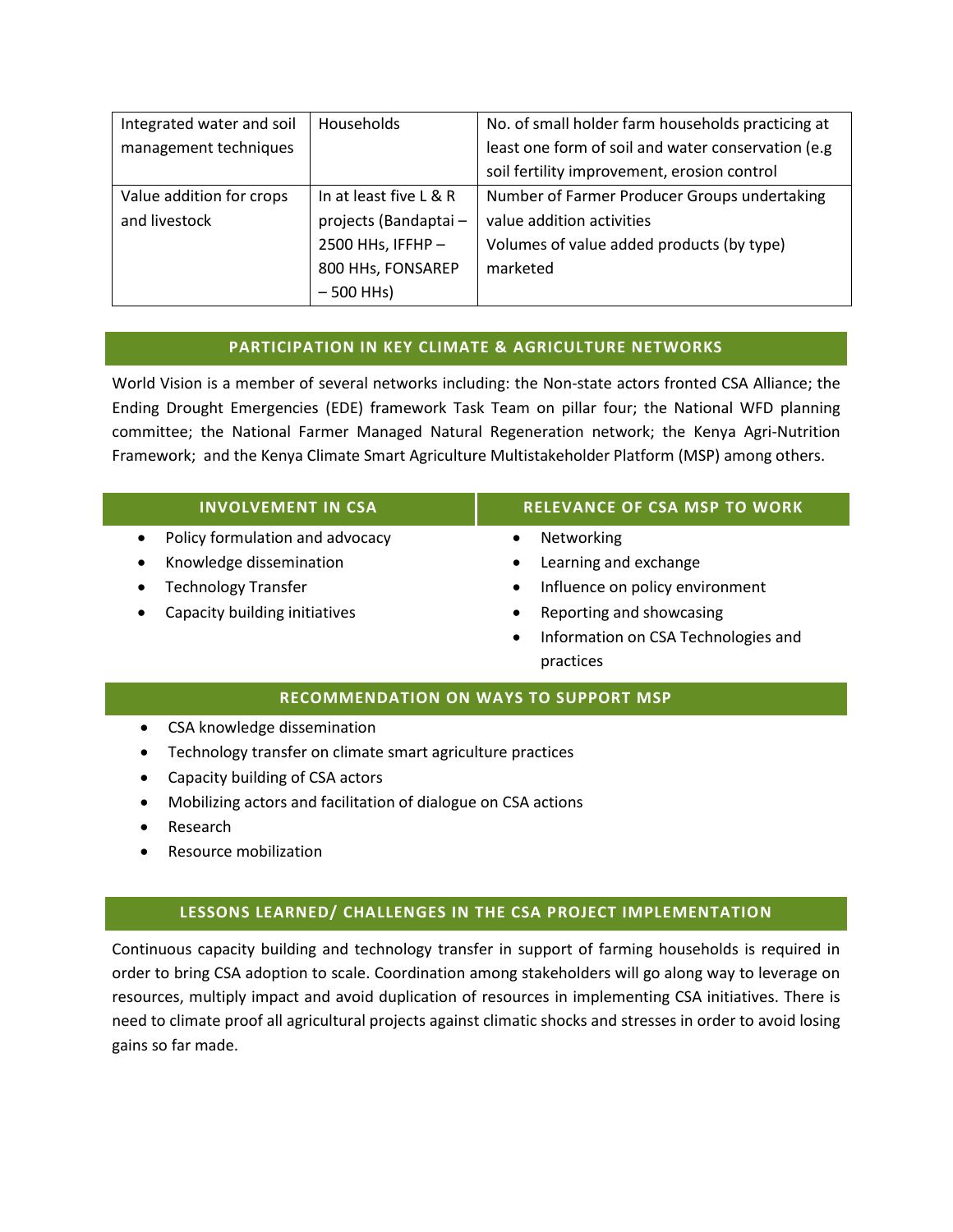| | | |
|---|---|---|
| Integrated water and soil management techniques | Households | No. of small holder farm households practicing at least one form of soil and water conservation (e.g soil fertility improvement, erosion control |
| Value addition for crops and livestock | In at least five L & R projects (Bandaptai – 2500 HHs, IFFHP – 800 HHs, FONSAREP – 500 HHs) | Number of Farmer Producer Groups undertaking value addition activities<br>Volumes of value added products (by type) marketed |

## PARTICIPATION IN KEY CLIMATE & AGRICULTURE NETWORKS

World Vision is a member of several networks including: the Non-state actors fronted CSA Alliance; the Ending Drought Emergencies (EDE) framework Task Team on pillar four; the National WFD planning committee; the National Farmer Managed Natural Regeneration network; the Kenya Agri-Nutrition Framework; and the Kenya Climate Smart Agriculture Multistakeholder Platform (MSP) among others.

## INVOLVEMENT IN CSA

- Policy formulation and advocacy
- Knowledge dissemination
- Technology Transfer
- Capacity building initiatives

## RELEVANCE OF CSA MSP TO WORK

- Networking
- Learning and exchange
- Influence on policy environment
- Reporting and showcasing
- Information on CSA Technologies and practices

## RECOMMENDATION ON WAYS TO SUPPORT MSP

- CSA knowledge dissemination
- Technology transfer on climate smart agriculture practices
- Capacity building of CSA actors
- Mobilizing actors and facilitation of dialogue on CSA actions
- Research
- Resource mobilization

## LESSONS LEARNED/ CHALLENGES IN THE CSA PROJECT IMPLEMENTATION

Continuous capacity building and technology transfer in support of farming households is required in order to bring CSA adoption to scale. Coordination among stakeholders will go along way to leverage on resources, multiply impact and avoid duplication of resources in implementing CSA initiatives. There is need to climate proof all agricultural projects against climatic shocks and stresses in order to avoid losing gains so far made.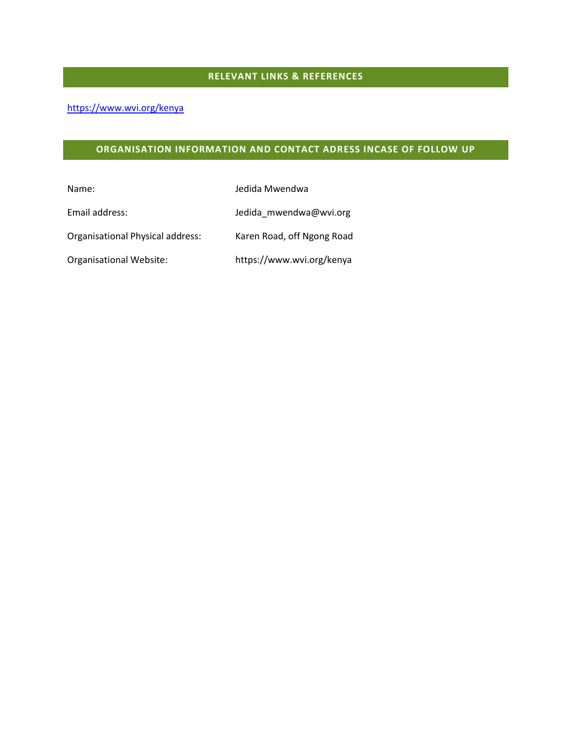## RELEVANT LINKS & REFERENCES

https://www.wvi.org/kenya

## ORGANISATION INFORMATION AND CONTACT ADRESS INCASE OF FOLLOW UP

| | |
|---|---|
| Name: | Jedida Mwendwa |
| Email address: | Jedida_mwendwa@wvi.org |
| Organisational Physical address: | Karen Road, off Ngong Road |
| Organisational Website: | https://www.wvi.org/kenya |